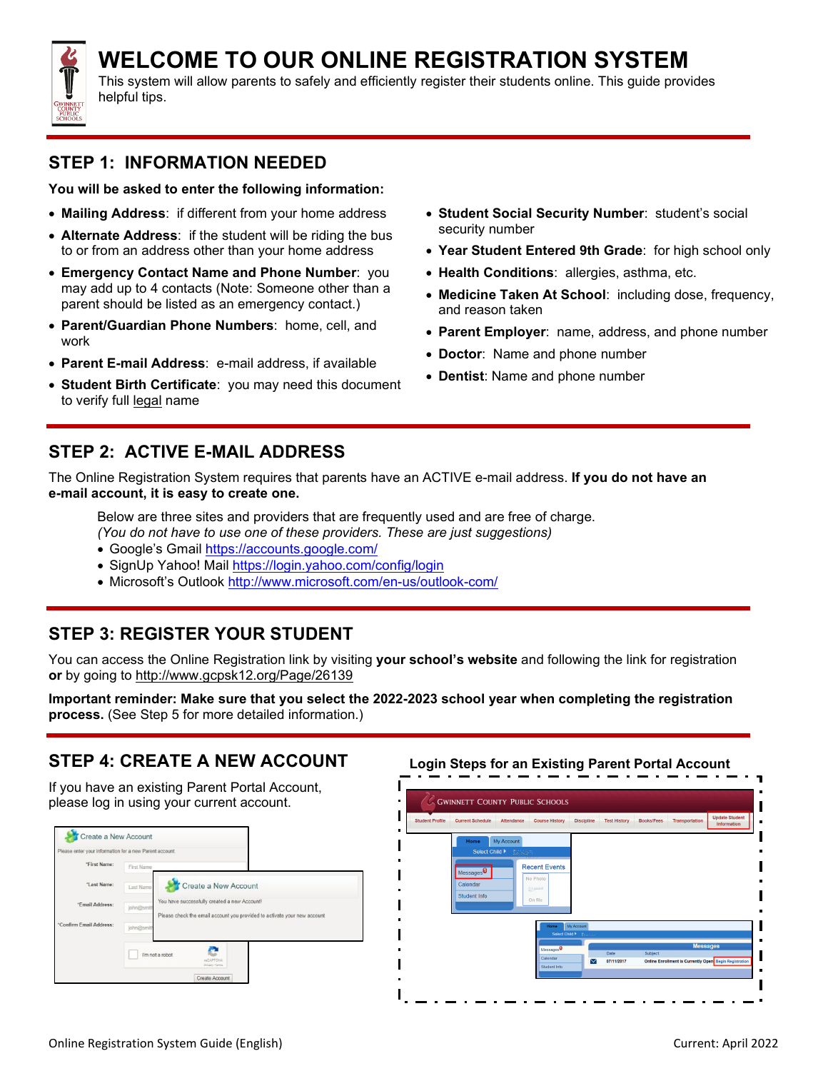# WELCOME TO OUR ONLINE REGISTRATION SYSTEM

This system will allow parents to safely and efficiently register their students online. This guide provides helpful tips.

## STEP 1: INFORMATION NEEDED

**You will be asked to enter the following information:**

- **Mailing Address**: if different from your home address
- **Alternate Address**: if the student will be riding the bus to or from an address other than your home address
- **Emergency Contact Name and Phone Number**: you may add up to 4 contacts (Note: Someone other than a parent should be listed as an emergency contact.)
- **Parent/Guardian Phone Numbers**: home, cell, and work
- **Parent E-mail Address**: e-mail address, if available
- **Student Birth Certificate**: you may need this document to verify full legal name
- **Student Social Security Number**: student's social security number
- **Year Student Entered 9th Grade**: for high school only
- **Health Conditions**: allergies, asthma, etc.
- **Medicine Taken At School**: including dose, frequency, and reason taken
- **Parent Employer**: name, address, and phone number
- **Doctor**: Name and phone number
- **Dentist**: Name and phone number

## STEP 2: ACTIVE E-MAIL ADDRESS

The Online Registration System requires that parents have an ACTIVE e-mail address. **If you do not have an e-mail account, it is easy to create one.**

Below are three sites and providers that are frequently used and are free of charge.
*(You do not have to use one of these providers. These are just suggestions)*

- Google's Gmail https://accounts.google.com/
- SignUp Yahoo! Mail https://login.yahoo.com/config/login
- Microsoft's Outlook http://www.microsoft.com/en-us/outlook-com/

## STEP 3: REGISTER YOUR STUDENT

You can access the Online Registration link by visiting **your school's website** and following the link for registration **or** by going to http://www.gcpsk12.org/Page/26139

**Important reminder: Make sure that you select the 2022-2023 school year when completing the registration process.** (See Step 5 for more detailed information.)

## STEP 4: CREATE A NEW ACCOUNT

If you have an existing Parent Portal Account, please log in using your current account.

**Login Steps for an Existing Parent Portal Account**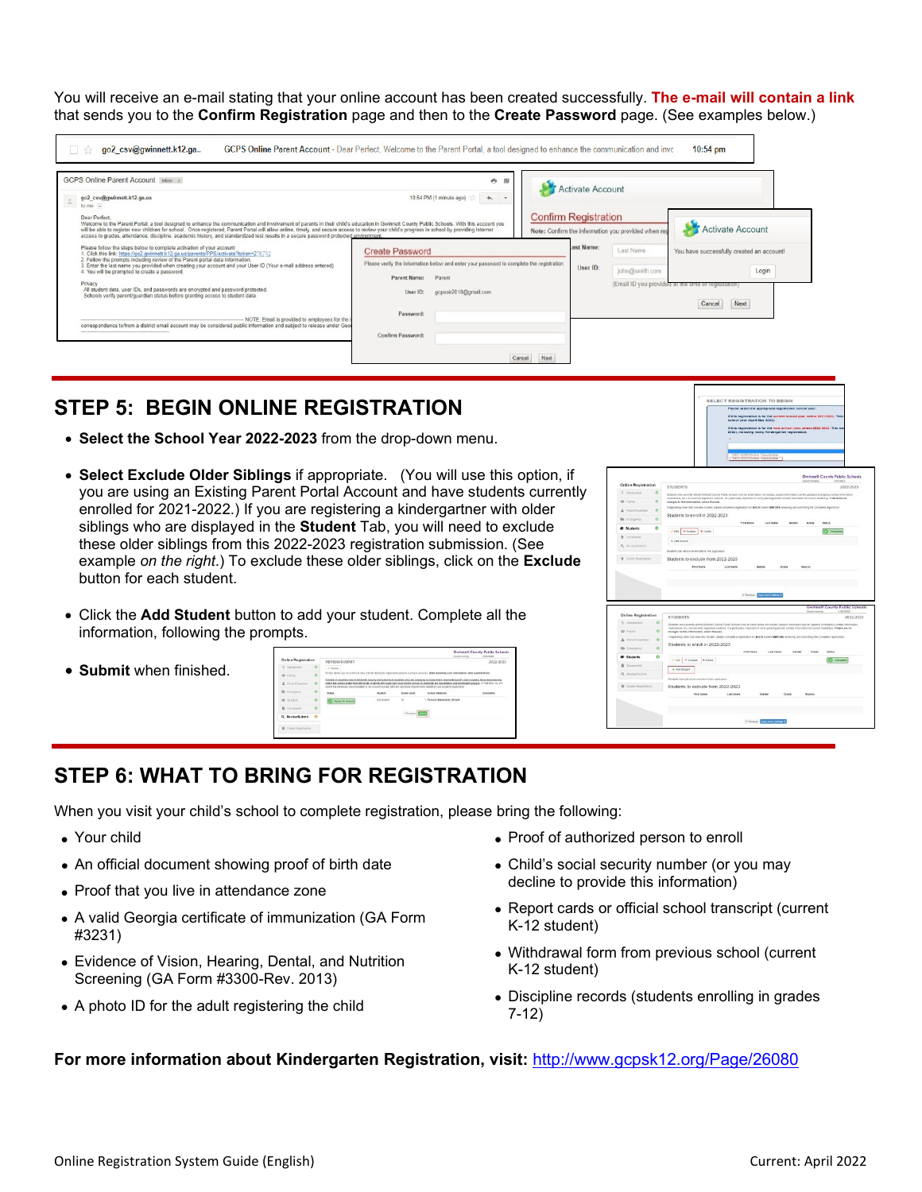You will receive an e-mail stating that your online account has been created successfully. **The e-mail will contain a link** that sends you to the **Confirm Registration** page and then to the **Create Password** page. (See examples below.)

## STEP 5: BEGIN ONLINE REGISTRATION

- **Select the School Year 2022-2023** from the drop-down menu.
- **Select Exclude Older Siblings** if appropriate. (You will use this option, if you are using an Existing Parent Portal Account and have students currently enrolled for 2021-2022.) If you are registering a kindergartner with older siblings who are displayed in the **Student** Tab, you will need to exclude these older siblings from this 2022-2023 registration submission. (See example *on the right*.) To exclude these older siblings, click on the **Exclude** button for each student.
- Click the **Add Student** button to add your student. Complete all the information, following the prompts.
- **Submit** when finished.

## STEP 6: WHAT TO BRING FOR REGISTRATION

When you visit your child's school to complete registration, please bring the following:

- Your child
- An official document showing proof of birth date
- Proof that you live in attendance zone
- A valid Georgia certificate of immunization (GA Form #3231)
- Evidence of Vision, Hearing, Dental, and Nutrition Screening (GA Form #3300-Rev. 2013)
- A photo ID for the adult registering the child
- Proof of authorized person to enroll
- Child's social security number (or you may decline to provide this information)
- Report cards or official school transcript (current K-12 student)
- Withdrawal form from previous school (current K-12 student)
- Discipline records (students enrolling in grades 7-12)

**For more information about Kindergarten Registration, visit:** http://www.gcpsk12.org/Page/26080